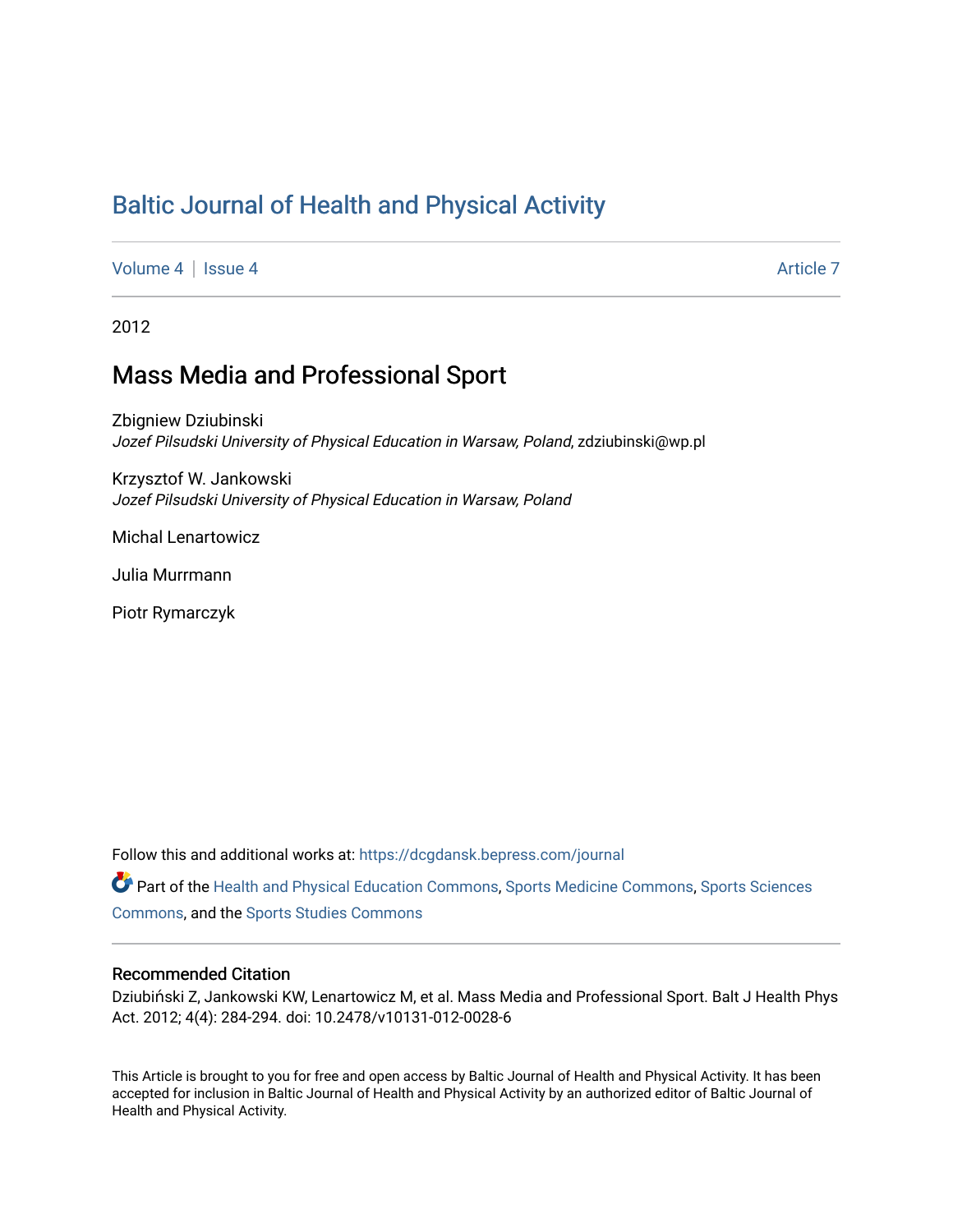# Baltic Journal of Health and Physical Activity

Volume 4 | Issue 4 Article 7

2012

## Mass Media and Professional Sport

Zbigniew Dziubinski
*Jozef Pilsudski University of Physical Education in Warsaw, Poland*, zdziubinski@wp.pl

Krzysztof W. Jankowski
*Jozef Pilsudski University of Physical Education in Warsaw, Poland*

Michal Lenartowicz

Julia Murrmann

Piotr Rymarczyk

Follow this and additional works at: https://dcgdansk.bepress.com/journal

Part of the Health and Physical Education Commons, Sports Medicine Commons, Sports Sciences Commons, and the Sports Studies Commons

### Recommended Citation

Dziubiński Z, Jankowski KW, Lenartowicz M, et al. Mass Media and Professional Sport. Balt J Health Phys Act. 2012; 4(4): 284-294. doi: 10.2478/v10131-012-0028-6

This Article is brought to you for free and open access by Baltic Journal of Health and Physical Activity. It has been accepted for inclusion in Baltic Journal of Health and Physical Activity by an authorized editor of Baltic Journal of Health and Physical Activity.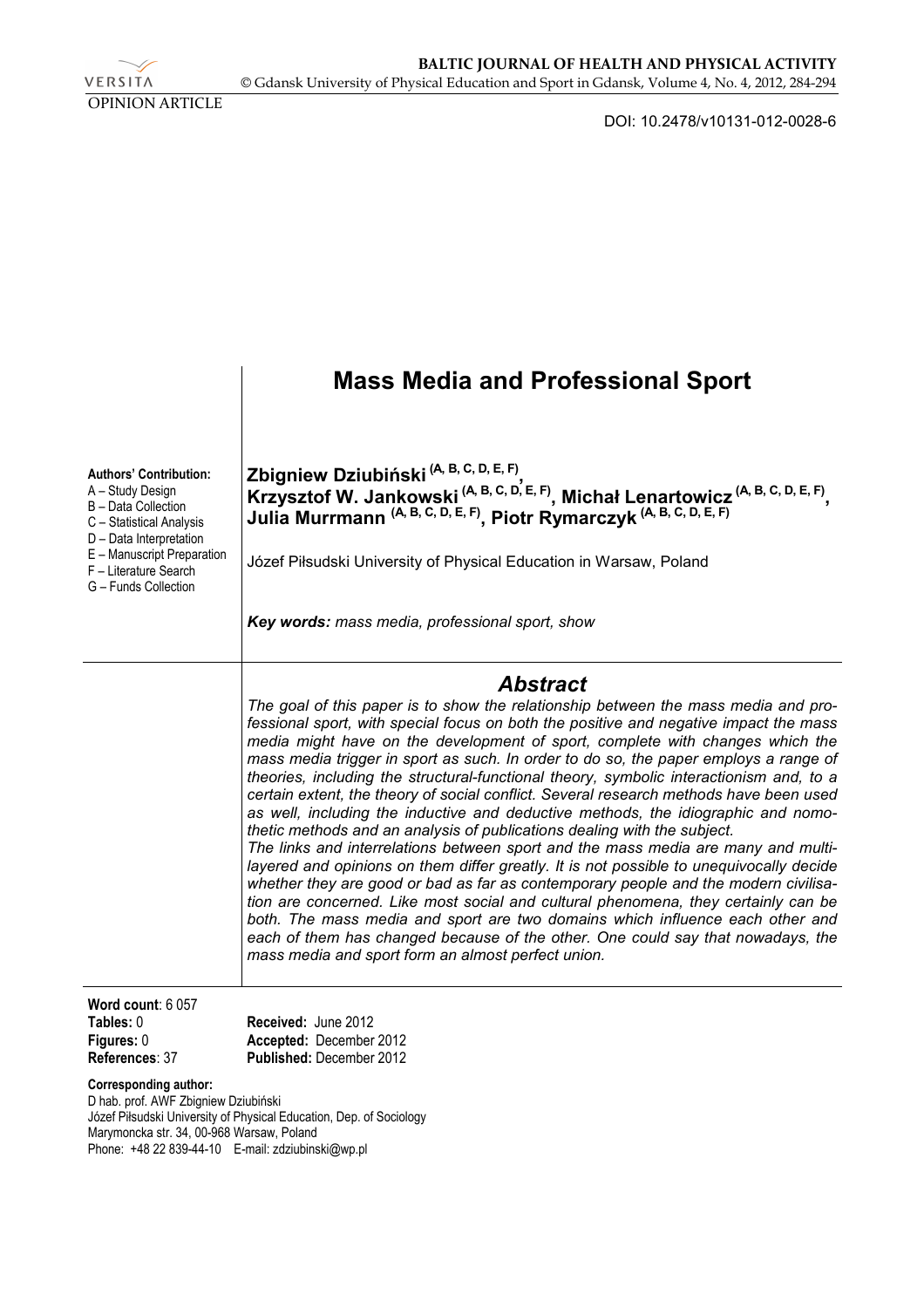OPINION ARTICLE

DOI: 10.2478/v10131-012-0028-6

# Mass Media and Professional Sport

**Authors' Contribution:**
A – Study Design
B – Data Collection
C – Statistical Analysis
D – Data Interpretation
E – Manuscript Preparation
F – Literature Search
G – Funds Collection

**Zbigniew Dziubiński (A, B, C, D, E, F), Krzysztof W. Jankowski (A, B, C, D, E, F), Michał Lenartowicz (A, B, C, D, E, F), Julia Murrmann (A, B, C, D, E, F), Piotr Rymarczyk (A, B, C, D, E, F)**

Józef Piłsudski University of Physical Education in Warsaw, Poland

***Key words:*** *mass media, professional sport, show*

## *Abstract*

*The goal of this paper is to show the relationship between the mass media and professional sport, with special focus on both the positive and negative impact the mass media might have on the development of sport, complete with changes which the mass media trigger in sport as such. In order to do so, the paper employs a range of theories, including the structural-functional theory, symbolic interactionism and, to a certain extent, the theory of social conflict. Several research methods have been used as well, including the inductive and deductive methods, the idiographic and nomothetic methods and an analysis of publications dealing with the subject.*

*The links and interrelations between sport and the mass media are many and multilayered and opinions on them differ greatly. It is not possible to unequivocally decide whether they are good or bad as far as contemporary people and the modern civilisation are concerned. Like most social and cultural phenomena, they certainly can be both. The mass media and sport are two domains which influence each other and each of them has changed because of the other. One could say that nowadays, the mass media and sport form an almost perfect union.*

**Word count**: 6 057
**Tables:** 0
**Figures:** 0
**References**: 37

**Received:** June 2012
**Accepted:** December 2012
**Published:** December 2012

**Corresponding author:**
D hab. prof. AWF Zbigniew Dziubiński
Józef Piłsudski University of Physical Education, Dep. of Sociology
Marymoncka str. 34, 00-968 Warsaw, Poland
Phone: +48 22 839-44-10 E-mail: zdziubinski@wp.pl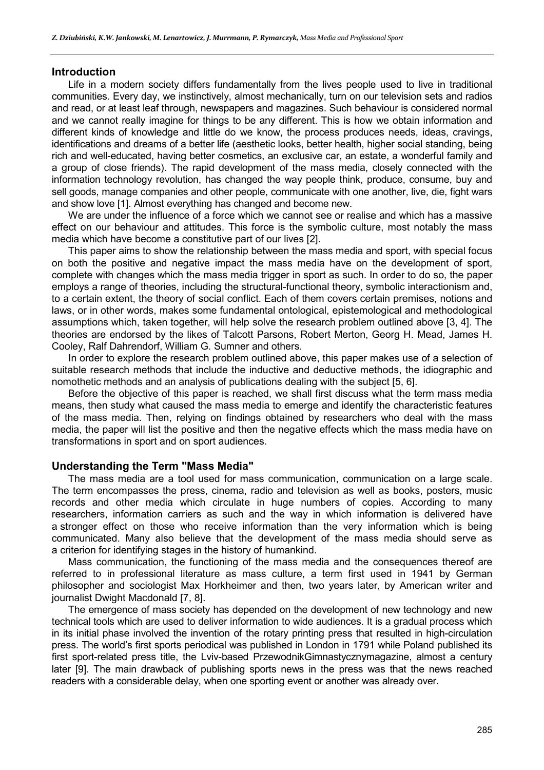## Introduction

Life in a modern society differs fundamentally from the lives people used to live in traditional communities. Every day, we instinctively, almost mechanically, turn on our television sets and radios and read, or at least leaf through, newspapers and magazines. Such behaviour is considered normal and we cannot really imagine for things to be any different. This is how we obtain information and different kinds of knowledge and little do we know, the process produces needs, ideas, cravings, identifications and dreams of a better life (aesthetic looks, better health, higher social standing, being rich and well-educated, having better cosmetics, an exclusive car, an estate, a wonderful family and a group of close friends). The rapid development of the mass media, closely connected with the information technology revolution, has changed the way people think, produce, consume, buy and sell goods, manage companies and other people, communicate with one another, live, die, fight wars and show love [1]. Almost everything has changed and become new.

We are under the influence of a force which we cannot see or realise and which has a massive effect on our behaviour and attitudes. This force is the symbolic culture, most notably the mass media which have become a constitutive part of our lives [2].

This paper aims to show the relationship between the mass media and sport, with special focus on both the positive and negative impact the mass media have on the development of sport, complete with changes which the mass media trigger in sport as such. In order to do so, the paper employs a range of theories, including the structural-functional theory, symbolic interactionism and, to a certain extent, the theory of social conflict. Each of them covers certain premises, notions and laws, or in other words, makes some fundamental ontological, epistemological and methodological assumptions which, taken together, will help solve the research problem outlined above [3, 4]. The theories are endorsed by the likes of Talcott Parsons, Robert Merton, Georg H. Mead, James H. Cooley, Ralf Dahrendorf, William G. Sumner and others.

In order to explore the research problem outlined above, this paper makes use of a selection of suitable research methods that include the inductive and deductive methods, the idiographic and nomothetic methods and an analysis of publications dealing with the subject [5, 6].

Before the objective of this paper is reached, we shall first discuss what the term mass media means, then study what caused the mass media to emerge and identify the characteristic features of the mass media. Then, relying on findings obtained by researchers who deal with the mass media, the paper will list the positive and then the negative effects which the mass media have on transformations in sport and on sport audiences.

## Understanding the Term "Mass Media"

The mass media are a tool used for mass communication, communication on a large scale. The term encompasses the press, cinema, radio and television as well as books, posters, music records and other media which circulate in huge numbers of copies. According to many researchers, information carriers as such and the way in which information is delivered have a stronger effect on those who receive information than the very information which is being communicated. Many also believe that the development of the mass media should serve as a criterion for identifying stages in the history of humankind.

Mass communication, the functioning of the mass media and the consequences thereof are referred to in professional literature as mass culture, a term first used in 1941 by German philosopher and sociologist Max Horkheimer and then, two years later, by American writer and journalist Dwight Macdonald [7, 8].

The emergence of mass society has depended on the development of new technology and new technical tools which are used to deliver information to wide audiences. It is a gradual process which in its initial phase involved the invention of the rotary printing press that resulted in high-circulation press. The world's first sports periodical was published in London in 1791 while Poland published its first sport-related press title, the Lviv-based PrzewodnikGimnastycznymagazine, almost a century later [9]. The main drawback of publishing sports news in the press was that the news reached readers with a considerable delay, when one sporting event or another was already over.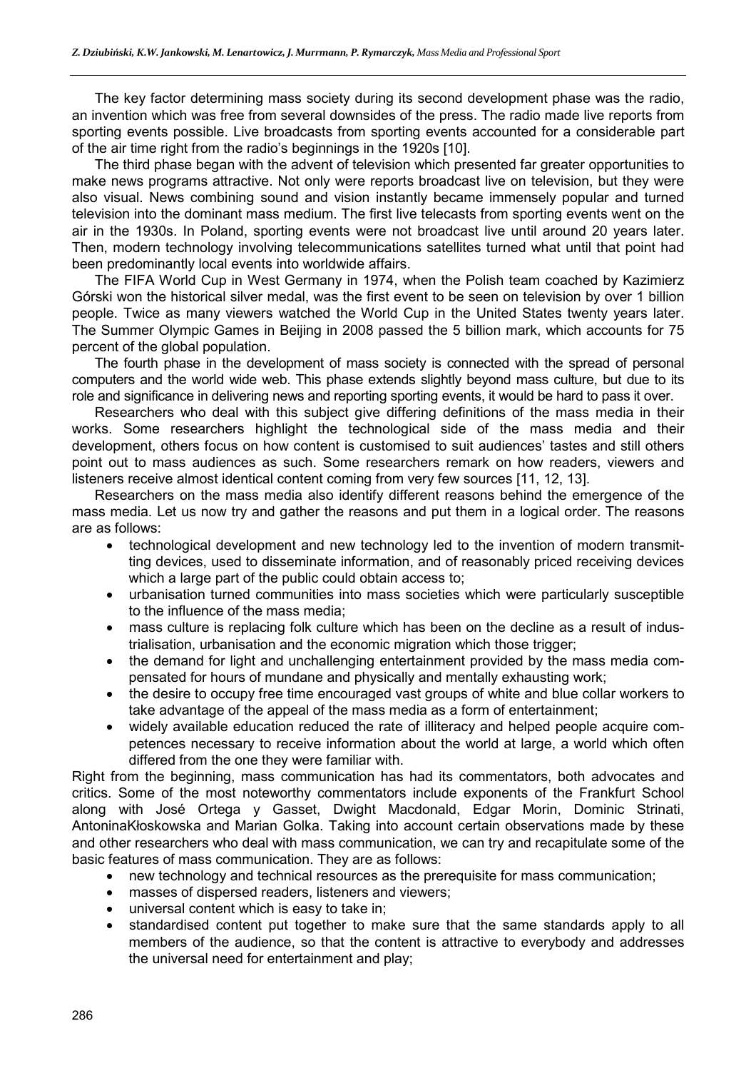The key factor determining mass society during its second development phase was the radio, an invention which was free from several downsides of the press. The radio made live reports from sporting events possible. Live broadcasts from sporting events accounted for a considerable part of the air time right from the radio's beginnings in the 1920s [10].

The third phase began with the advent of television which presented far greater opportunities to make news programs attractive. Not only were reports broadcast live on television, but they were also visual. News combining sound and vision instantly became immensely popular and turned television into the dominant mass medium. The first live telecasts from sporting events went on the air in the 1930s. In Poland, sporting events were not broadcast live until around 20 years later. Then, modern technology involving telecommunications satellites turned what until that point had been predominantly local events into worldwide affairs.

The FIFA World Cup in West Germany in 1974, when the Polish team coached by Kazimierz Górski won the historical silver medal, was the first event to be seen on television by over 1 billion people. Twice as many viewers watched the World Cup in the United States twenty years later. The Summer Olympic Games in Beijing in 2008 passed the 5 billion mark, which accounts for 75 percent of the global population.

The fourth phase in the development of mass society is connected with the spread of personal computers and the world wide web. This phase extends slightly beyond mass culture, but due to its role and significance in delivering news and reporting sporting events, it would be hard to pass it over.

Researchers who deal with this subject give differing definitions of the mass media in their works. Some researchers highlight the technological side of the mass media and their development, others focus on how content is customised to suit audiences' tastes and still others point out to mass audiences as such. Some researchers remark on how readers, viewers and listeners receive almost identical content coming from very few sources [11, 12, 13].

Researchers on the mass media also identify different reasons behind the emergence of the mass media. Let us now try and gather the reasons and put them in a logical order. The reasons are as follows:

- technological development and new technology led to the invention of modern transmitting devices, used to disseminate information, and of reasonably priced receiving devices which a large part of the public could obtain access to;
- urbanisation turned communities into mass societies which were particularly susceptible to the influence of the mass media;
- mass culture is replacing folk culture which has been on the decline as a result of industrialisation, urbanisation and the economic migration which those trigger;
- the demand for light and unchallenging entertainment provided by the mass media compensated for hours of mundane and physically and mentally exhausting work;
- the desire to occupy free time encouraged vast groups of white and blue collar workers to take advantage of the appeal of the mass media as a form of entertainment;
- widely available education reduced the rate of illiteracy and helped people acquire competences necessary to receive information about the world at large, a world which often differed from the one they were familiar with.

Right from the beginning, mass communication has had its commentators, both advocates and critics. Some of the most noteworthy commentators include exponents of the Frankfurt School along with José Ortega y Gasset, Dwight Macdonald, Edgar Morin, Dominic Strinati, AntoninaKłoskowska and Marian Golka. Taking into account certain observations made by these and other researchers who deal with mass communication, we can try and recapitulate some of the basic features of mass communication. They are as follows:

- new technology and technical resources as the prerequisite for mass communication;
- masses of dispersed readers, listeners and viewers;
- universal content which is easy to take in;
- standardised content put together to make sure that the same standards apply to all members of the audience, so that the content is attractive to everybody and addresses the universal need for entertainment and play;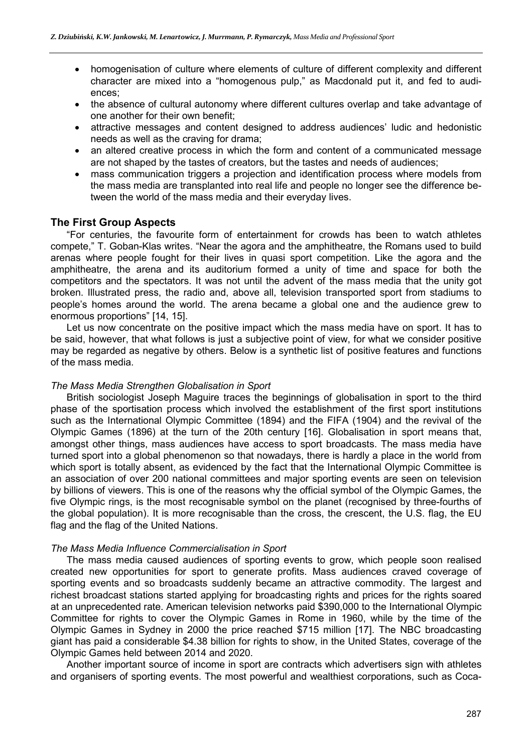- homogenisation of culture where elements of culture of different complexity and different character are mixed into a "homogenous pulp," as Macdonald put it, and fed to audiences;
- the absence of cultural autonomy where different cultures overlap and take advantage of one another for their own benefit;
- attractive messages and content designed to address audiences' ludic and hedonistic needs as well as the craving for drama;
- an altered creative process in which the form and content of a communicated message are not shaped by the tastes of creators, but the tastes and needs of audiences;
- mass communication triggers a projection and identification process where models from the mass media are transplanted into real life and people no longer see the difference between the world of the mass media and their everyday lives.

## The First Group Aspects

"For centuries, the favourite form of entertainment for crowds has been to watch athletes compete," T. Goban-Klas writes. "Near the agora and the amphitheatre, the Romans used to build arenas where people fought for their lives in quasi sport competition. Like the agora and the amphitheatre, the arena and its auditorium formed a unity of time and space for both the competitors and the spectators. It was not until the advent of the mass media that the unity got broken. Illustrated press, the radio and, above all, television transported sport from stadiums to people's homes around the world. The arena became a global one and the audience grew to enormous proportions" [14, 15].

Let us now concentrate on the positive impact which the mass media have on sport. It has to be said, however, that what follows is just a subjective point of view, for what we consider positive may be regarded as negative by others. Below is a synthetic list of positive features and functions of the mass media.

### *The Mass Media Strengthen Globalisation in Sport*

British sociologist Joseph Maguire traces the beginnings of globalisation in sport to the third phase of the sportisation process which involved the establishment of the first sport institutions such as the International Olympic Committee (1894) and the FIFA (1904) and the revival of the Olympic Games (1896) at the turn of the 20th century [16]. Globalisation in sport means that, amongst other things, mass audiences have access to sport broadcasts. The mass media have turned sport into a global phenomenon so that nowadays, there is hardly a place in the world from which sport is totally absent, as evidenced by the fact that the International Olympic Committee is an association of over 200 national committees and major sporting events are seen on television by billions of viewers. This is one of the reasons why the official symbol of the Olympic Games, the five Olympic rings, is the most recognisable symbol on the planet (recognised by three-fourths of the global population). It is more recognisable than the cross, the crescent, the U.S. flag, the EU flag and the flag of the United Nations.

### *The Mass Media Influence Commercialisation in Sport*

The mass media caused audiences of sporting events to grow, which people soon realised created new opportunities for sport to generate profits. Mass audiences craved coverage of sporting events and so broadcasts suddenly became an attractive commodity. The largest and richest broadcast stations started applying for broadcasting rights and prices for the rights soared at an unprecedented rate. American television networks paid $390,000 to the International Olympic Committee for rights to cover the Olympic Games in Rome in 1960, while by the time of the Olympic Games in Sydney in 2000 the price reached $715 million [17]. The NBC broadcasting giant has paid a considerable $4.38 billion for rights to show, in the United States, coverage of the Olympic Games held between 2014 and 2020.

Another important source of income in sport are contracts which advertisers sign with athletes and organisers of sporting events. The most powerful and wealthiest corporations, such as Coca-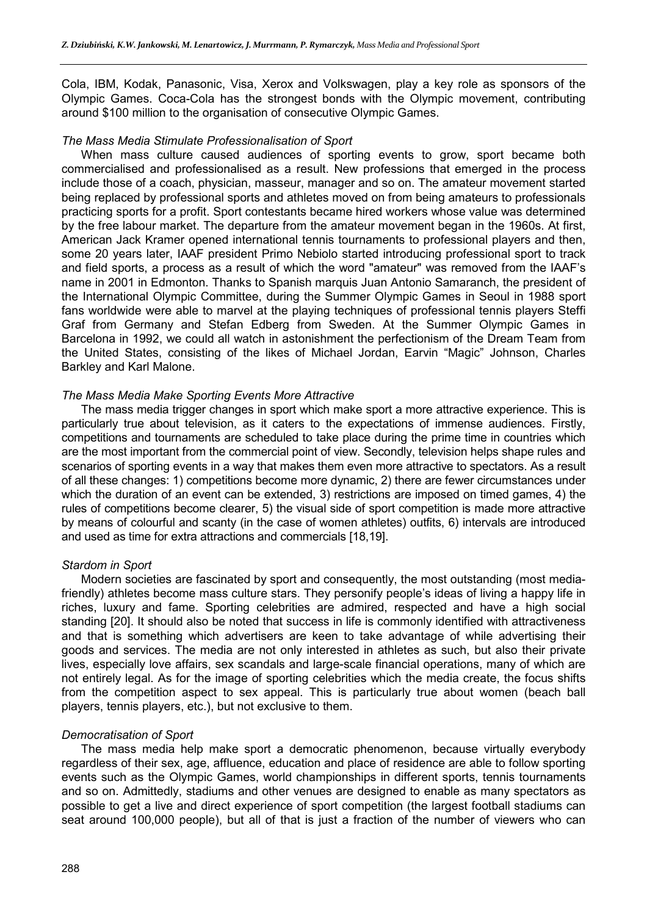Cola, IBM, Kodak, Panasonic, Visa, Xerox and Volkswagen, play a key role as sponsors of the Olympic Games. Coca-Cola has the strongest bonds with the Olympic movement, contributing around $100 million to the organisation of consecutive Olympic Games.

*The Mass Media Stimulate Professionalisation of Sport*

When mass culture caused audiences of sporting events to grow, sport became both commercialised and professionalised as a result. New professions that emerged in the process include those of a coach, physician, masseur, manager and so on. The amateur movement started being replaced by professional sports and athletes moved on from being amateurs to professionals practicing sports for a profit. Sport contestants became hired workers whose value was determined by the free labour market. The departure from the amateur movement began in the 1960s. At first, American Jack Kramer opened international tennis tournaments to professional players and then, some 20 years later, IAAF president Primo Nebiolo started introducing professional sport to track and field sports, a process as a result of which the word "amateur" was removed from the IAAF's name in 2001 in Edmonton. Thanks to Spanish marquis Juan Antonio Samaranch, the president of the International Olympic Committee, during the Summer Olympic Games in Seoul in 1988 sport fans worldwide were able to marvel at the playing techniques of professional tennis players Steffi Graf from Germany and Stefan Edberg from Sweden. At the Summer Olympic Games in Barcelona in 1992, we could all watch in astonishment the perfectionism of the Dream Team from the United States, consisting of the likes of Michael Jordan, Earvin "Magic" Johnson, Charles Barkley and Karl Malone.

*The Mass Media Make Sporting Events More Attractive*

The mass media trigger changes in sport which make sport a more attractive experience. This is particularly true about television, as it caters to the expectations of immense audiences. Firstly, competitions and tournaments are scheduled to take place during the prime time in countries which are the most important from the commercial point of view. Secondly, television helps shape rules and scenarios of sporting events in a way that makes them even more attractive to spectators. As a result of all these changes: 1) competitions become more dynamic, 2) there are fewer circumstances under which the duration of an event can be extended, 3) restrictions are imposed on timed games, 4) the rules of competitions become clearer, 5) the visual side of sport competition is made more attractive by means of colourful and scanty (in the case of women athletes) outfits, 6) intervals are introduced and used as time for extra attractions and commercials [18,19].

*Stardom in Sport*

Modern societies are fascinated by sport and consequently, the most outstanding (most media-friendly) athletes become mass culture stars. They personify people's ideas of living a happy life in riches, luxury and fame. Sporting celebrities are admired, respected and have a high social standing [20]. It should also be noted that success in life is commonly identified with attractiveness and that is something which advertisers are keen to take advantage of while advertising their goods and services. The media are not only interested in athletes as such, but also their private lives, especially love affairs, sex scandals and large-scale financial operations, many of which are not entirely legal. As for the image of sporting celebrities which the media create, the focus shifts from the competition aspect to sex appeal. This is particularly true about women (beach ball players, tennis players, etc.), but not exclusive to them.

*Democratisation of Sport*

The mass media help make sport a democratic phenomenon, because virtually everybody regardless of their sex, age, affluence, education and place of residence are able to follow sporting events such as the Olympic Games, world championships in different sports, tennis tournaments and so on. Admittedly, stadiums and other venues are designed to enable as many spectators as possible to get a live and direct experience of sport competition (the largest football stadiums can seat around 100,000 people), but all of that is just a fraction of the number of viewers who can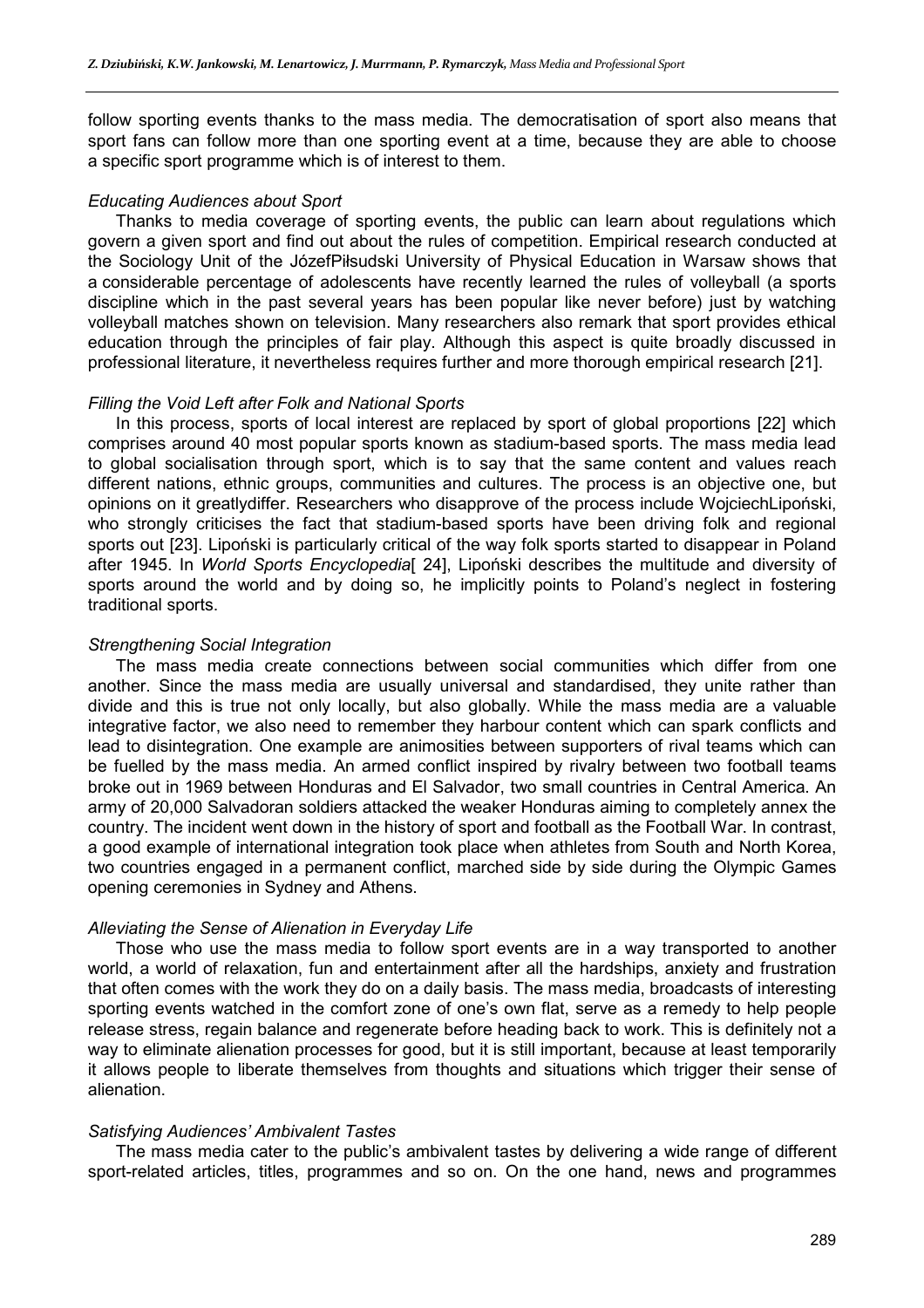follow sporting events thanks to the mass media. The democratisation of sport also means that sport fans can follow more than one sporting event at a time, because they are able to choose a specific sport programme which is of interest to them.

*Educating Audiences about Sport*

Thanks to media coverage of sporting events, the public can learn about regulations which govern a given sport and find out about the rules of competition. Empirical research conducted at the Sociology Unit of the JózefPiłsudski University of Physical Education in Warsaw shows that a considerable percentage of adolescents have recently learned the rules of volleyball (a sports discipline which in the past several years has been popular like never before) just by watching volleyball matches shown on television. Many researchers also remark that sport provides ethical education through the principles of fair play. Although this aspect is quite broadly discussed in professional literature, it nevertheless requires further and more thorough empirical research [21].

*Filling the Void Left after Folk and National Sports*

In this process, sports of local interest are replaced by sport of global proportions [22] which comprises around 40 most popular sports known as stadium-based sports. The mass media lead to global socialisation through sport, which is to say that the same content and values reach different nations, ethnic groups, communities and cultures. The process is an objective one, but opinions on it greatlydiffer. Researchers who disapprove of the process include WojciechLipoński, who strongly criticises the fact that stadium-based sports have been driving folk and regional sports out [23]. Lipoński is particularly critical of the way folk sports started to disappear in Poland after 1945. In *World Sports Encyclopedia*[ 24], Lipoński describes the multitude and diversity of sports around the world and by doing so, he implicitly points to Poland's neglect in fostering traditional sports.

*Strengthening Social Integration*

The mass media create connections between social communities which differ from one another. Since the mass media are usually universal and standardised, they unite rather than divide and this is true not only locally, but also globally. While the mass media are a valuable integrative factor, we also need to remember they harbour content which can spark conflicts and lead to disintegration. One example are animosities between supporters of rival teams which can be fuelled by the mass media. An armed conflict inspired by rivalry between two football teams broke out in 1969 between Honduras and El Salvador, two small countries in Central America. An army of 20,000 Salvadoran soldiers attacked the weaker Honduras aiming to completely annex the country. The incident went down in the history of sport and football as the Football War. In contrast, a good example of international integration took place when athletes from South and North Korea, two countries engaged in a permanent conflict, marched side by side during the Olympic Games opening ceremonies in Sydney and Athens.

*Alleviating the Sense of Alienation in Everyday Life*

Those who use the mass media to follow sport events are in a way transported to another world, a world of relaxation, fun and entertainment after all the hardships, anxiety and frustration that often comes with the work they do on a daily basis. The mass media, broadcasts of interesting sporting events watched in the comfort zone of one's own flat, serve as a remedy to help people release stress, regain balance and regenerate before heading back to work. This is definitely not a way to eliminate alienation processes for good, but it is still important, because at least temporarily it allows people to liberate themselves from thoughts and situations which trigger their sense of alienation.

*Satisfying Audiences' Ambivalent Tastes*

The mass media cater to the public's ambivalent tastes by delivering a wide range of different sport-related articles, titles, programmes and so on. On the one hand, news and programmes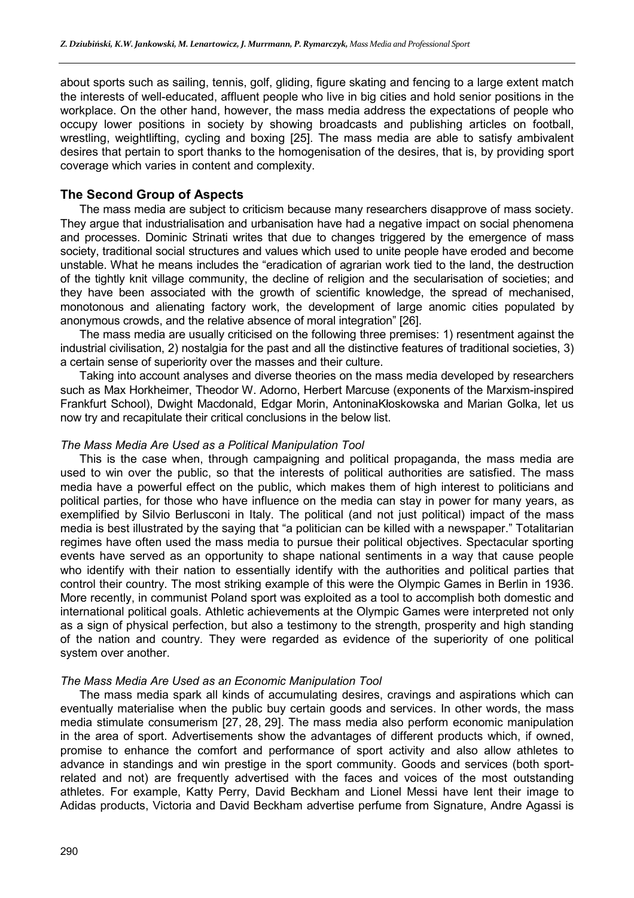about sports such as sailing, tennis, golf, gliding, figure skating and fencing to a large extent match the interests of well-educated, affluent people who live in big cities and hold senior positions in the workplace. On the other hand, however, the mass media address the expectations of people who occupy lower positions in society by showing broadcasts and publishing articles on football, wrestling, weightlifting, cycling and boxing [25]. The mass media are able to satisfy ambivalent desires that pertain to sport thanks to the homogenisation of the desires, that is, by providing sport coverage which varies in content and complexity.

## The Second Group of Aspects

The mass media are subject to criticism because many researchers disapprove of mass society. They argue that industrialisation and urbanisation have had a negative impact on social phenomena and processes. Dominic Strinati writes that due to changes triggered by the emergence of mass society, traditional social structures and values which used to unite people have eroded and become unstable. What he means includes the "eradication of agrarian work tied to the land, the destruction of the tightly knit village community, the decline of religion and the secularisation of societies; and they have been associated with the growth of scientific knowledge, the spread of mechanised, monotonous and alienating factory work, the development of large anomic cities populated by anonymous crowds, and the relative absence of moral integration" [26].

The mass media are usually criticised on the following three premises: 1) resentment against the industrial civilisation, 2) nostalgia for the past and all the distinctive features of traditional societies, 3) a certain sense of superiority over the masses and their culture.

Taking into account analyses and diverse theories on the mass media developed by researchers such as Max Horkheimer, Theodor W. Adorno, Herbert Marcuse (exponents of the Marxism-inspired Frankfurt School), Dwight Macdonald, Edgar Morin, AntoninaKłoskowska and Marian Golka, let us now try and recapitulate their critical conclusions in the below list.

*The Mass Media Are Used as a Political Manipulation Tool*

This is the case when, through campaigning and political propaganda, the mass media are used to win over the public, so that the interests of political authorities are satisfied. The mass media have a powerful effect on the public, which makes them of high interest to politicians and political parties, for those who have influence on the media can stay in power for many years, as exemplified by Silvio Berlusconi in Italy. The political (and not just political) impact of the mass media is best illustrated by the saying that "a politician can be killed with a newspaper." Totalitarian regimes have often used the mass media to pursue their political objectives. Spectacular sporting events have served as an opportunity to shape national sentiments in a way that cause people who identify with their nation to essentially identify with the authorities and political parties that control their country. The most striking example of this were the Olympic Games in Berlin in 1936. More recently, in communist Poland sport was exploited as a tool to accomplish both domestic and international political goals. Athletic achievements at the Olympic Games were interpreted not only as a sign of physical perfection, but also a testimony to the strength, prosperity and high standing of the nation and country. They were regarded as evidence of the superiority of one political system over another.

*The Mass Media Are Used as an Economic Manipulation Tool*

The mass media spark all kinds of accumulating desires, cravings and aspirations which can eventually materialise when the public buy certain goods and services. In other words, the mass media stimulate consumerism [27, 28, 29]. The mass media also perform economic manipulation in the area of sport. Advertisements show the advantages of different products which, if owned, promise to enhance the comfort and performance of sport activity and also allow athletes to advance in standings and win prestige in the sport community. Goods and services (both sport-related and not) are frequently advertised with the faces and voices of the most outstanding athletes. For example, Katty Perry, David Beckham and Lionel Messi have lent their image to Adidas products, Victoria and David Beckham advertise perfume from Signature, Andre Agassi is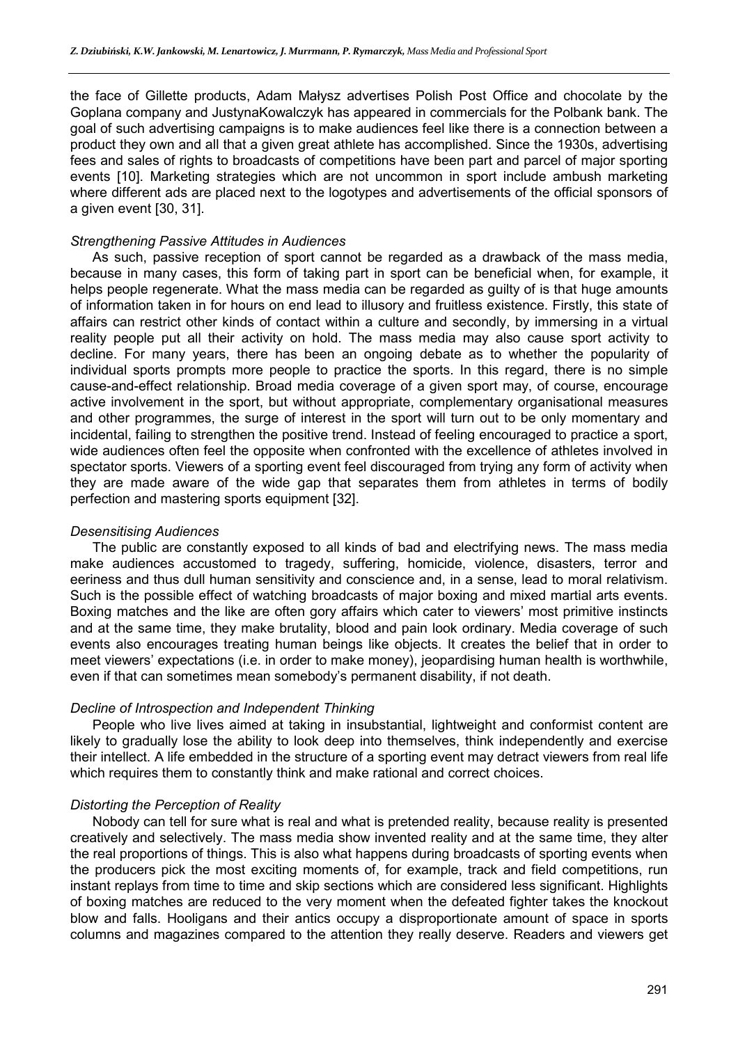the face of Gillette products, Adam Małysz advertises Polish Post Office and chocolate by the Goplana company and JustynaKowalczyk has appeared in commercials for the Polbank bank. The goal of such advertising campaigns is to make audiences feel like there is a connection between a product they own and all that a given great athlete has accomplished. Since the 1930s, advertising fees and sales of rights to broadcasts of competitions have been part and parcel of major sporting events [10]. Marketing strategies which are not uncommon in sport include ambush marketing where different ads are placed next to the logotypes and advertisements of the official sponsors of a given event [30, 31].

*Strengthening Passive Attitudes in Audiences*

As such, passive reception of sport cannot be regarded as a drawback of the mass media, because in many cases, this form of taking part in sport can be beneficial when, for example, it helps people regenerate. What the mass media can be regarded as guilty of is that huge amounts of information taken in for hours on end lead to illusory and fruitless existence. Firstly, this state of affairs can restrict other kinds of contact within a culture and secondly, by immersing in a virtual reality people put all their activity on hold. The mass media may also cause sport activity to decline. For many years, there has been an ongoing debate as to whether the popularity of individual sports prompts more people to practice the sports. In this regard, there is no simple cause-and-effect relationship. Broad media coverage of a given sport may, of course, encourage active involvement in the sport, but without appropriate, complementary organisational measures and other programmes, the surge of interest in the sport will turn out to be only momentary and incidental, failing to strengthen the positive trend. Instead of feeling encouraged to practice a sport, wide audiences often feel the opposite when confronted with the excellence of athletes involved in spectator sports. Viewers of a sporting event feel discouraged from trying any form of activity when they are made aware of the wide gap that separates them from athletes in terms of bodily perfection and mastering sports equipment [32].

*Desensitising Audiences*

The public are constantly exposed to all kinds of bad and electrifying news. The mass media make audiences accustomed to tragedy, suffering, homicide, violence, disasters, terror and eeriness and thus dull human sensitivity and conscience and, in a sense, lead to moral relativism. Such is the possible effect of watching broadcasts of major boxing and mixed martial arts events. Boxing matches and the like are often gory affairs which cater to viewers' most primitive instincts and at the same time, they make brutality, blood and pain look ordinary. Media coverage of such events also encourages treating human beings like objects. It creates the belief that in order to meet viewers' expectations (i.e. in order to make money), jeopardising human health is worthwhile, even if that can sometimes mean somebody's permanent disability, if not death.

*Decline of Introspection and Independent Thinking*

People who live lives aimed at taking in insubstantial, lightweight and conformist content are likely to gradually lose the ability to look deep into themselves, think independently and exercise their intellect. A life embedded in the structure of a sporting event may detract viewers from real life which requires them to constantly think and make rational and correct choices.

*Distorting the Perception of Reality*

Nobody can tell for sure what is real and what is pretended reality, because reality is presented creatively and selectively. The mass media show invented reality and at the same time, they alter the real proportions of things. This is also what happens during broadcasts of sporting events when the producers pick the most exciting moments of, for example, track and field competitions, run instant replays from time to time and skip sections which are considered less significant. Highlights of boxing matches are reduced to the very moment when the defeated fighter takes the knockout blow and falls. Hooligans and their antics occupy a disproportionate amount of space in sports columns and magazines compared to the attention they really deserve. Readers and viewers get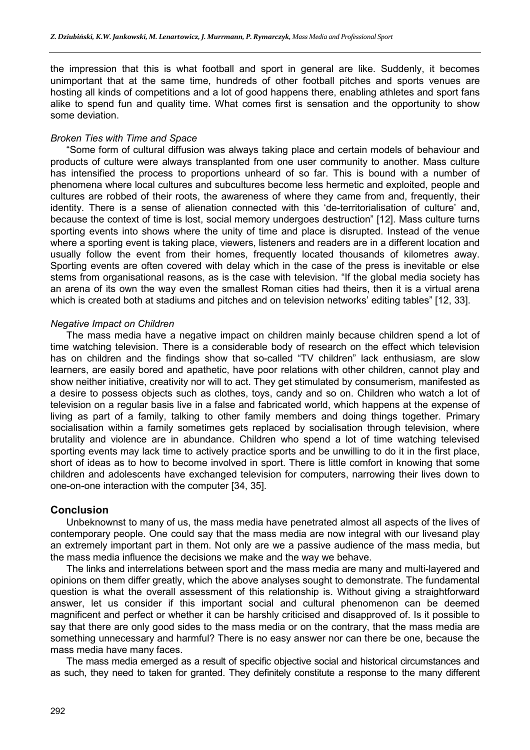the impression that this is what football and sport in general are like. Suddenly, it becomes unimportant that at the same time, hundreds of other football pitches and sports venues are hosting all kinds of competitions and a lot of good happens there, enabling athletes and sport fans alike to spend fun and quality time. What comes first is sensation and the opportunity to show some deviation.

*Broken Ties with Time and Space*

"Some form of cultural diffusion was always taking place and certain models of behaviour and products of culture were always transplanted from one user community to another. Mass culture has intensified the process to proportions unheard of so far. This is bound with a number of phenomena where local cultures and subcultures become less hermetic and exploited, people and cultures are robbed of their roots, the awareness of where they came from and, frequently, their identity. There is a sense of alienation connected with this 'de-territorialisation of culture' and, because the context of time is lost, social memory undergoes destruction" [12]. Mass culture turns sporting events into shows where the unity of time and place is disrupted. Instead of the venue where a sporting event is taking place, viewers, listeners and readers are in a different location and usually follow the event from their homes, frequently located thousands of kilometres away. Sporting events are often covered with delay which in the case of the press is inevitable or else stems from organisational reasons, as is the case with television. "If the global media society has an arena of its own the way even the smallest Roman cities had theirs, then it is a virtual arena which is created both at stadiums and pitches and on television networks' editing tables" [12, 33].

*Negative Impact on Children*

The mass media have a negative impact on children mainly because children spend a lot of time watching television. There is a considerable body of research on the effect which television has on children and the findings show that so-called "TV children" lack enthusiasm, are slow learners, are easily bored and apathetic, have poor relations with other children, cannot play and show neither initiative, creativity nor will to act. They get stimulated by consumerism, manifested as a desire to possess objects such as clothes, toys, candy and so on. Children who watch a lot of television on a regular basis live in a false and fabricated world, which happens at the expense of living as part of a family, talking to other family members and doing things together. Primary socialisation within a family sometimes gets replaced by socialisation through television, where brutality and violence are in abundance. Children who spend a lot of time watching televised sporting events may lack time to actively practice sports and be unwilling to do it in the first place, short of ideas as to how to become involved in sport. There is little comfort in knowing that some children and adolescents have exchanged television for computers, narrowing their lives down to one-on-one interaction with the computer [34, 35].

## Conclusion

Unbeknownst to many of us, the mass media have penetrated almost all aspects of the lives of contemporary people. One could say that the mass media are now integral with our livesand play an extremely important part in them. Not only are we a passive audience of the mass media, but the mass media influence the decisions we make and the way we behave.

The links and interrelations between sport and the mass media are many and multi-layered and opinions on them differ greatly, which the above analyses sought to demonstrate. The fundamental question is what the overall assessment of this relationship is. Without giving a straightforward answer, let us consider if this important social and cultural phenomenon can be deemed magnificent and perfect or whether it can be harshly criticised and disapproved of. Is it possible to say that there are only good sides to the mass media or on the contrary, that the mass media are something unnecessary and harmful? There is no easy answer nor can there be one, because the mass media have many faces.

The mass media emerged as a result of specific objective social and historical circumstances and as such, they need to taken for granted. They definitely constitute a response to the many different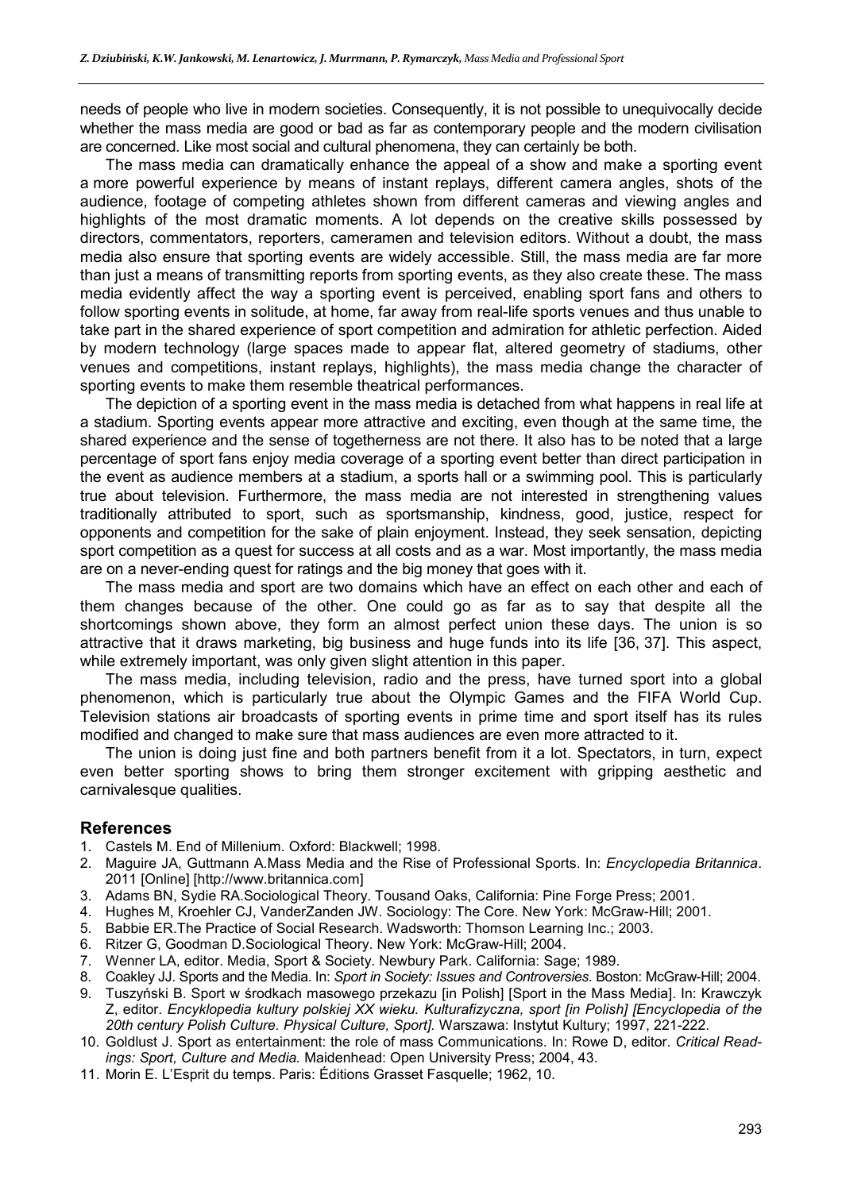needs of people who live in modern societies. Consequently, it is not possible to unequivocally decide whether the mass media are good or bad as far as contemporary people and the modern civilisation are concerned. Like most social and cultural phenomena, they can certainly be both.

The mass media can dramatically enhance the appeal of a show and make a sporting event a more powerful experience by means of instant replays, different camera angles, shots of the audience, footage of competing athletes shown from different cameras and viewing angles and highlights of the most dramatic moments. A lot depends on the creative skills possessed by directors, commentators, reporters, cameramen and television editors. Without a doubt, the mass media also ensure that sporting events are widely accessible. Still, the mass media are far more than just a means of transmitting reports from sporting events, as they also create these. The mass media evidently affect the way a sporting event is perceived, enabling sport fans and others to follow sporting events in solitude, at home, far away from real-life sports venues and thus unable to take part in the shared experience of sport competition and admiration for athletic perfection. Aided by modern technology (large spaces made to appear flat, altered geometry of stadiums, other venues and competitions, instant replays, highlights), the mass media change the character of sporting events to make them resemble theatrical performances.

The depiction of a sporting event in the mass media is detached from what happens in real life at a stadium. Sporting events appear more attractive and exciting, even though at the same time, the shared experience and the sense of togetherness are not there. It also has to be noted that a large percentage of sport fans enjoy media coverage of a sporting event better than direct participation in the event as audience members at a stadium, a sports hall or a swimming pool. This is particularly true about television. Furthermore, the mass media are not interested in strengthening values traditionally attributed to sport, such as sportsmanship, kindness, good, justice, respect for opponents and competition for the sake of plain enjoyment. Instead, they seek sensation, depicting sport competition as a quest for success at all costs and as a war. Most importantly, the mass media are on a never-ending quest for ratings and the big money that goes with it.

The mass media and sport are two domains which have an effect on each other and each of them changes because of the other. One could go as far as to say that despite all the shortcomings shown above, they form an almost perfect union these days. The union is so attractive that it draws marketing, big business and huge funds into its life [36, 37]. This aspect, while extremely important, was only given slight attention in this paper.

The mass media, including television, radio and the press, have turned sport into a global phenomenon, which is particularly true about the Olympic Games and the FIFA World Cup. Television stations air broadcasts of sporting events in prime time and sport itself has its rules modified and changed to make sure that mass audiences are even more attracted to it.

The union is doing just fine and both partners benefit from it a lot. Spectators, in turn, expect even better sporting shows to bring them stronger excitement with gripping aesthetic and carnivalesque qualities.

## References

1. Castels M. End of Millenium. Oxford: Blackwell; 1998.
2. Maguire JA, Guttmann A.Mass Media and the Rise of Professional Sports. In: *Encyclopedia Britannica*. 2011 [Online] [http://www.britannica.com]
3. Adams BN, Sydie RA.Sociological Theory. Tousand Oaks, California: Pine Forge Press; 2001.
4. Hughes M, Kroehler CJ, VanderZanden JW. Sociology: The Core. New York: McGraw-Hill; 2001.
5. Babbie ER.The Practice of Social Research. Wadsworth: Thomson Learning Inc.; 2003.
6. Ritzer G, Goodman D.Sociological Theory. New York: McGraw-Hill; 2004.
7. Wenner LA, editor. Media, Sport & Society. Newbury Park. California: Sage; 1989.
8. Coakley JJ. Sports and the Media. In: *Sport in Society: Issues and Controversies.* Boston: McGraw-Hill; 2004.
9. Tuszyński B. Sport w środkach masowego przekazu [in Polish] [Sport in the Mass Media]. In: Krawczyk Z, editor. *Encyklopedia kultury polskiej XX wieku. Kulturafizyczna, sport [in Polish] [Encyclopedia of the 20th century Polish Culture. Physical Culture, Sport].* Warszawa: Instytut Kultury; 1997, 221-222.
10. Goldlust J. Sport as entertainment: the role of mass Communications. In: Rowe D, editor. *Critical Readings: Sport, Culture and Media.* Maidenhead: Open University Press; 2004, 43.
11. Morin E. L'Esprit du temps. Paris: Éditions Grasset Fasquelle; 1962, 10.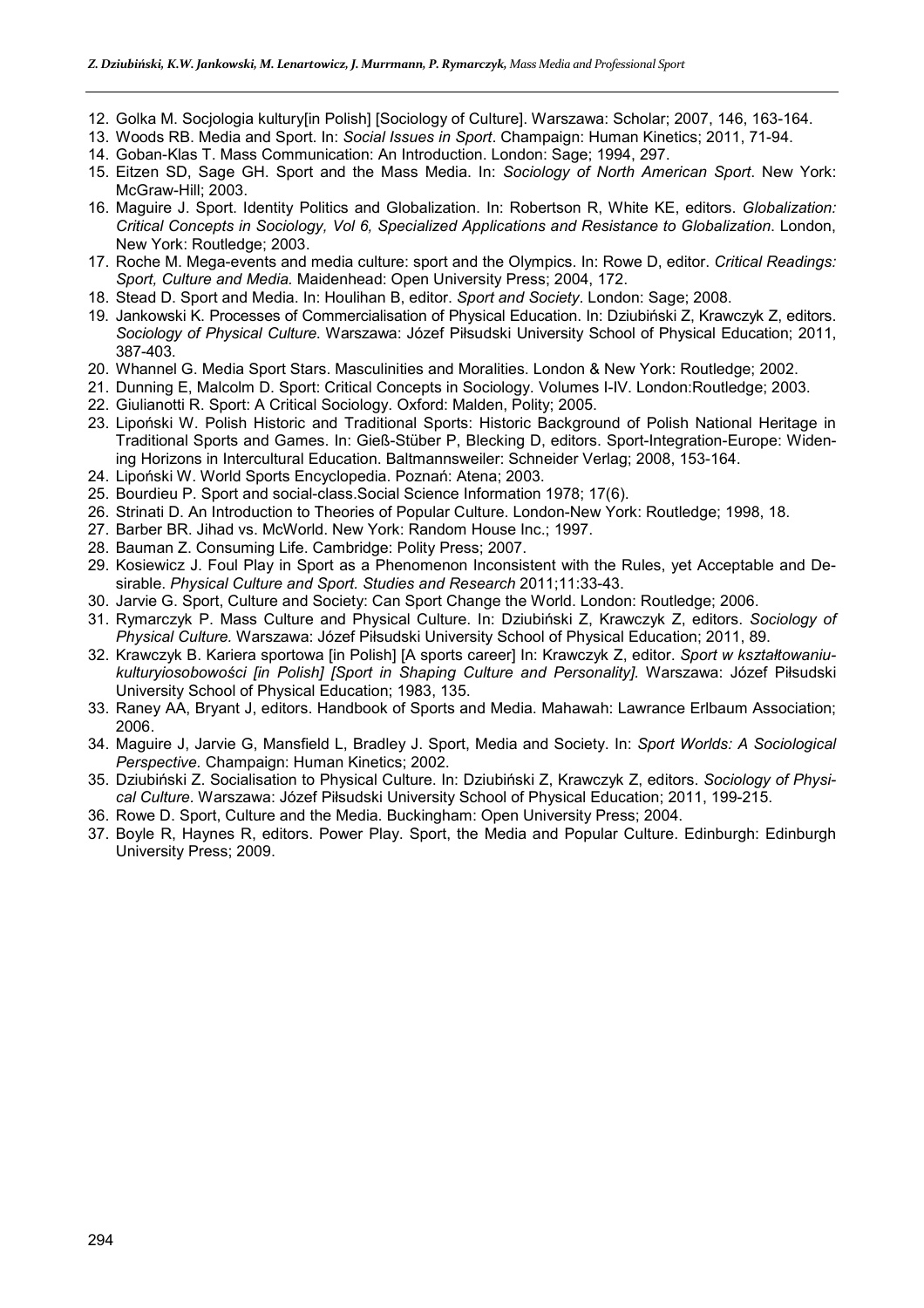12. Golka M. Socjologia kultury[in Polish] [Sociology of Culture]. Warszawa: Scholar; 2007, 146, 163-164.
13. Woods RB. Media and Sport. In: *Social Issues in Sport*. Champaign: Human Kinetics; 2011, 71-94.
14. Goban-Klas T. Mass Communication: An Introduction. London: Sage; 1994, 297.
15. Eitzen SD, Sage GH. Sport and the Mass Media. In: *Sociology of North American Sport*. New York: McGraw-Hill; 2003.
16. Maguire J. Sport. Identity Politics and Globalization. In: Robertson R, White KE, editors. *Globalization: Critical Concepts in Sociology, Vol 6, Specialized Applications and Resistance to Globalization*. London, New York: Routledge; 2003.
17. Roche M. Mega-events and media culture: sport and the Olympics. In: Rowe D, editor. *Critical Readings: Sport, Culture and Media.* Maidenhead: Open University Press; 2004, 172.
18. Stead D. Sport and Media. In: Houlihan B, editor. *Sport and Society*. London: Sage; 2008.
19. Jankowski K. Processes of Commercialisation of Physical Education. In: Dziubiński Z, Krawczyk Z, editors. *Sociology of Physical Culture.* Warszawa: Józef Piłsudski University School of Physical Education; 2011, 387-403.
20. Whannel G. Media Sport Stars. Masculinities and Moralities. London & New York: Routledge; 2002.
21. Dunning E, Malcolm D. Sport: Critical Concepts in Sociology. Volumes I-IV. London:Routledge; 2003.
22. Giulianotti R. Sport: A Critical Sociology. Oxford: Malden, Polity; 2005.
23. Lipoński W. Polish Historic and Traditional Sports: Historic Background of Polish National Heritage in Traditional Sports and Games. In: Gieß-Stüber P, Blecking D, editors. Sport-Integration-Europe: Widening Horizons in Intercultural Education. Baltmannsweiler: Schneider Verlag; 2008, 153-164.
24. Lipoński W. World Sports Encyclopedia. Poznań: Atena; 2003.
25. Bourdieu P. Sport and social-class.Social Science Information 1978; 17(6).
26. Strinati D. An Introduction to Theories of Popular Culture. London-New York: Routledge; 1998, 18.
27. Barber BR. Jihad vs. McWorld. New York: Random House Inc.; 1997.
28. Bauman Z. Consuming Life. Cambridge: Polity Press; 2007.
29. Kosiewicz J. Foul Play in Sport as a Phenomenon Inconsistent with the Rules, yet Acceptable and Desirable. *Physical Culture and Sport. Studies and Research* 2011;11:33-43.
30. Jarvie G. Sport, Culture and Society: Can Sport Change the World. London: Routledge; 2006.
31. Rymarczyk P. Mass Culture and Physical Culture. In: Dziubiński Z, Krawczyk Z, editors. *Sociology of Physical Culture.* Warszawa: Józef Piłsudski University School of Physical Education; 2011, 89.
32. Krawczyk B. Kariera sportowa [in Polish] [A sports career] In: Krawczyk Z, editor. *Sport w kształtowaniu-kulturyiosobowości [in Polish] [Sport in Shaping Culture and Personality].* Warszawa: Józef Piłsudski University School of Physical Education; 1983, 135.
33. Raney AA, Bryant J, editors. Handbook of Sports and Media. Mahawah: Lawrance Erlbaum Association; 2006.
34. Maguire J, Jarvie G, Mansfield L, Bradley J. Sport, Media and Society. In: *Sport Worlds: A Sociological Perspective.* Champaign: Human Kinetics; 2002.
35. Dziubiński Z. Socialisation to Physical Culture. In: Dziubiński Z, Krawczyk Z, editors. *Sociology of Physical Culture*. Warszawa: Józef Piłsudski University School of Physical Education; 2011, 199-215.
36. Rowe D. Sport, Culture and the Media. Buckingham: Open University Press; 2004.
37. Boyle R, Haynes R, editors. Power Play. Sport, the Media and Popular Culture. Edinburgh: Edinburgh University Press; 2009.